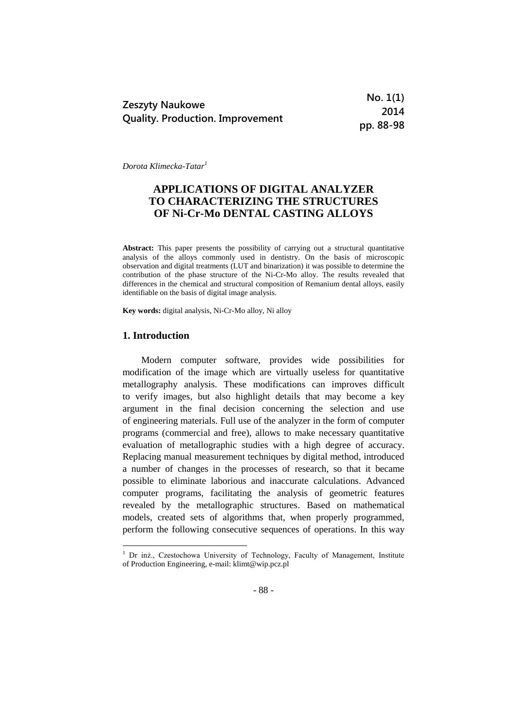*Dorota Klimecka-Tatar*[1]

# APPLICATIONS OF DIGITAL ANALYZER TO CHARACTERIZING THE STRUCTURES OF Ni-Cr-Mo DENTAL CASTING ALLOYS

**Abstract:** This paper presents the possibility of carrying out a structural quantitative analysis of the alloys commonly used in dentistry. On the basis of microscopic observation and digital treatments (LUT and binarization) it was possible to determine the contribution of the phase structure of the Ni-Cr-Mo alloy. The results revealed that differences in the chemical and structural composition of Remanium dental alloys, easily identifiable on the basis of digital image analysis.

**Key words:** digital analysis, Ni-Cr-Mo alloy, Ni alloy

## 1. Introduction

Modern computer software, provides wide possibilities for modification of the image which are virtually useless for quantitative metallography analysis. These modifications can improves difficult to verify images, but also highlight details that may become a key argument in the final decision concerning the selection and use of engineering materials. Full use of the analyzer in the form of computer programs (commercial and free), allows to make necessary quantitative evaluation of metallographic studies with a high degree of accuracy. Replacing manual measurement techniques by digital method, introduced a number of changes in the processes of research, so that it became possible to eliminate laborious and inaccurate calculations. Advanced computer programs, facilitating the analysis of geometric features revealed by the metallographic structures. Based on mathematical models, created sets of algorithms that, when properly programmed, perform the following consecutive sequences of operations. In this way

---

[1] Dr inż., Czestochowa University of Technology, Faculty of Management, Institute of Production Engineering, e-mail: klimt@wip.pcz.pl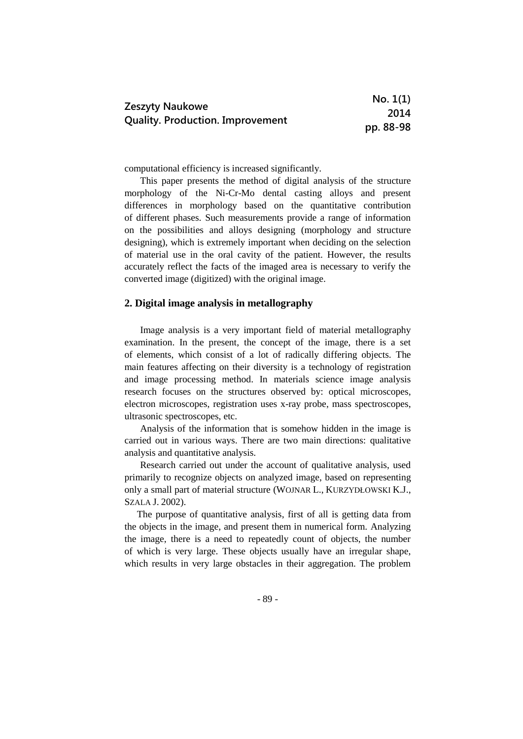computational efficiency is increased significantly.

This paper presents the method of digital analysis of the structure morphology of the Ni-Cr-Mo dental casting alloys and present differences in morphology based on the quantitative contribution of different phases. Such measurements provide a range of information on the possibilities and alloys designing (morphology and structure designing), which is extremely important when deciding on the selection of material use in the oral cavity of the patient. However, the results accurately reflect the facts of the imaged area is necessary to verify the converted image (digitized) with the original image.

## 2. Digital image analysis in metallography

Image analysis is a very important field of material metallography examination. In the present, the concept of the image, there is a set of elements, which consist of a lot of radically differing objects. The main features affecting on their diversity is a technology of registration and image processing method. In materials science image analysis research focuses on the structures observed by: optical microscopes, electron microscopes, registration uses x-ray probe, mass spectroscopes, ultrasonic spectroscopes, etc.

Analysis of the information that is somehow hidden in the image is carried out in various ways. There are two main directions: qualitative analysis and quantitative analysis.

Research carried out under the account of qualitative analysis, used primarily to recognize objects on analyzed image, based on representing only a small part of material structure (WOJNAR L., KURZYDŁOWSKI K.J., SZALA J. 2002).

The purpose of quantitative analysis, first of all is getting data from the objects in the image, and present them in numerical form. Analyzing the image, there is a need to repeatedly count of objects, the number of which is very large. These objects usually have an irregular shape, which results in very large obstacles in their aggregation. The problem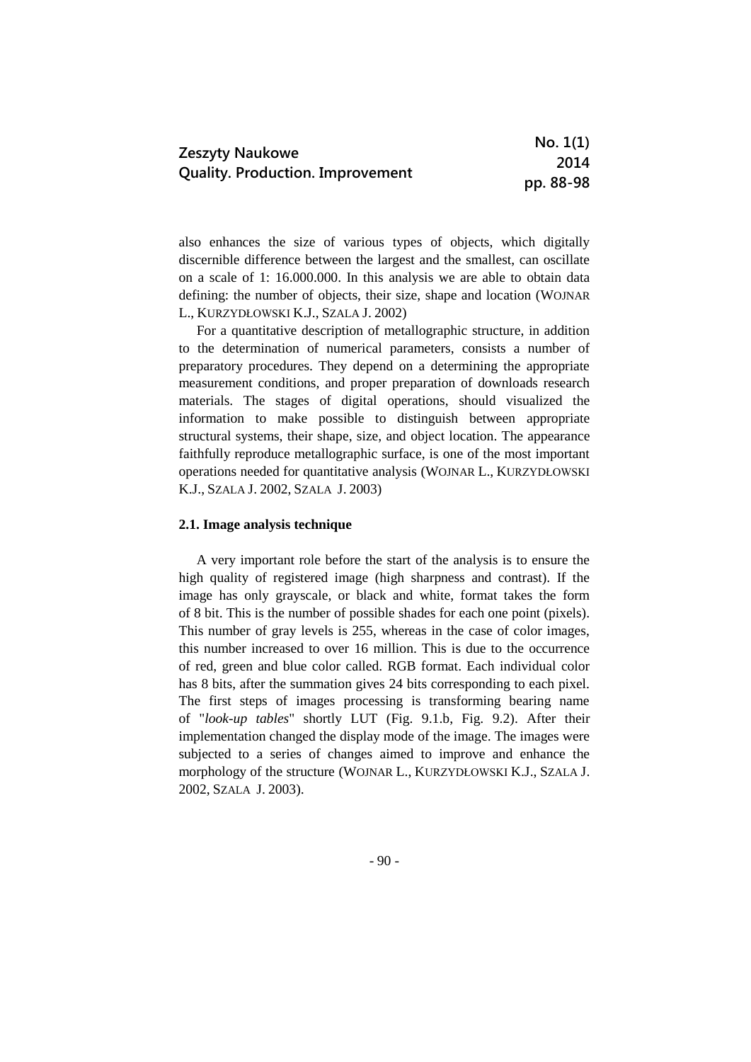also enhances the size of various types of objects, which digitally discernible difference between the largest and the smallest, can oscillate on a scale of 1: 16.000.000. In this analysis we are able to obtain data defining: the number of objects, their size, shape and location (WOJNAR L., KURZYDŁOWSKI K.J., SZALA J. 2002)

For a quantitative description of metallographic structure, in addition to the determination of numerical parameters, consists a number of preparatory procedures. They depend on a determining the appropriate measurement conditions, and proper preparation of downloads research materials. The stages of digital operations, should visualized the information to make possible to distinguish between appropriate structural systems, their shape, size, and object location. The appearance faithfully reproduce metallographic surface, is one of the most important operations needed for quantitative analysis (WOJNAR L., KURZYDŁOWSKI K.J., SZALA J. 2002, SZALA J. 2003)

### 2.1. Image analysis technique

A very important role before the start of the analysis is to ensure the high quality of registered image (high sharpness and contrast). If the image has only grayscale, or black and white, format takes the form of 8 bit. This is the number of possible shades for each one point (pixels). This number of gray levels is 255, whereas in the case of color images, this number increased to over 16 million. This is due to the occurrence of red, green and blue color called. RGB format. Each individual color has 8 bits, after the summation gives 24 bits corresponding to each pixel. The first steps of images processing is transforming bearing name of "*look-up tables*" shortly LUT (Fig. 9.1.b, Fig. 9.2). After their implementation changed the display mode of the image. The images were subjected to a series of changes aimed to improve and enhance the morphology of the structure (WOJNAR L., KURZYDŁOWSKI K.J., SZALA J. 2002, SZALA J. 2003).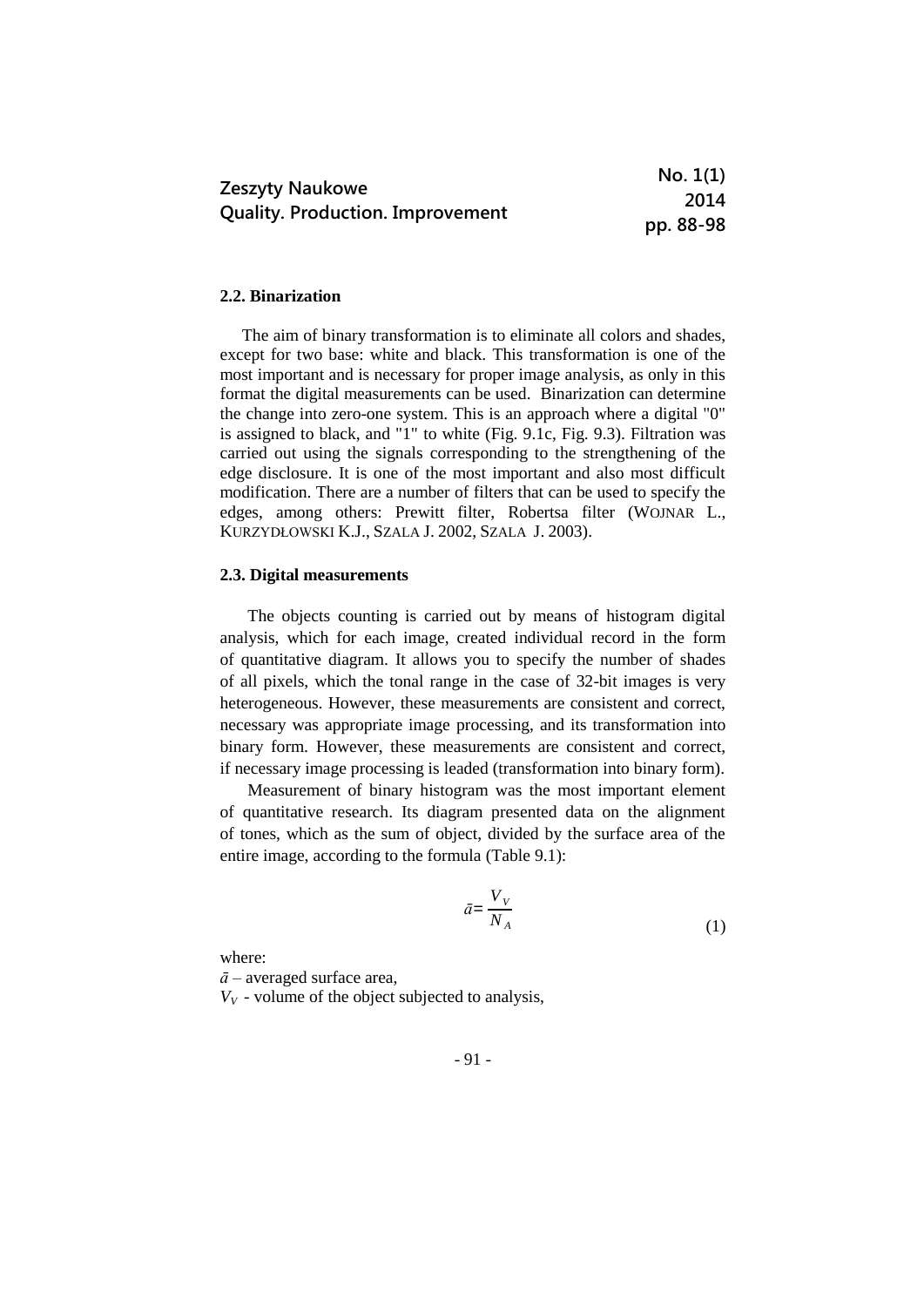### 2.2. Binarization

The aim of binary transformation is to eliminate all colors and shades, except for two base: white and black. This transformation is one of the most important and is necessary for proper image analysis, as only in this format the digital measurements can be used. Binarization can determine the change into zero-one system. This is an approach where a digital "0" is assigned to black, and "1" to white (Fig. 9.1c, Fig. 9.3). Filtration was carried out using the signals corresponding to the strengthening of the edge disclosure. It is one of the most important and also most difficult modification. There are a number of filters that can be used to specify the edges, among others: Prewitt filter, Robertsa filter (WOJNAR L., KURZYDŁOWSKI K.J., SZALA J. 2002, SZALA J. 2003).

### 2.3. Digital measurements

The objects counting is carried out by means of histogram digital analysis, which for each image, created individual record in the form of quantitative diagram. It allows you to specify the number of shades of all pixels, which the tonal range in the case of 32-bit images is very heterogeneous. However, these measurements are consistent and correct, necessary was appropriate image processing, and its transformation into binary form. However, these measurements are consistent and correct, if necessary image processing is leaded (transformation into binary form).

Measurement of binary histogram was the most important element of quantitative research. Its diagram presented data on the alignment of tones, which as the sum of object, divided by the surface area of the entire image, according to the formula (Table 9.1):

$$\bar{a} = \frac{V_V}{N_A} \tag{1}$$

where:

$\bar{a}$ – averaged surface area,

$V_V$ - volume of the object subjected to analysis,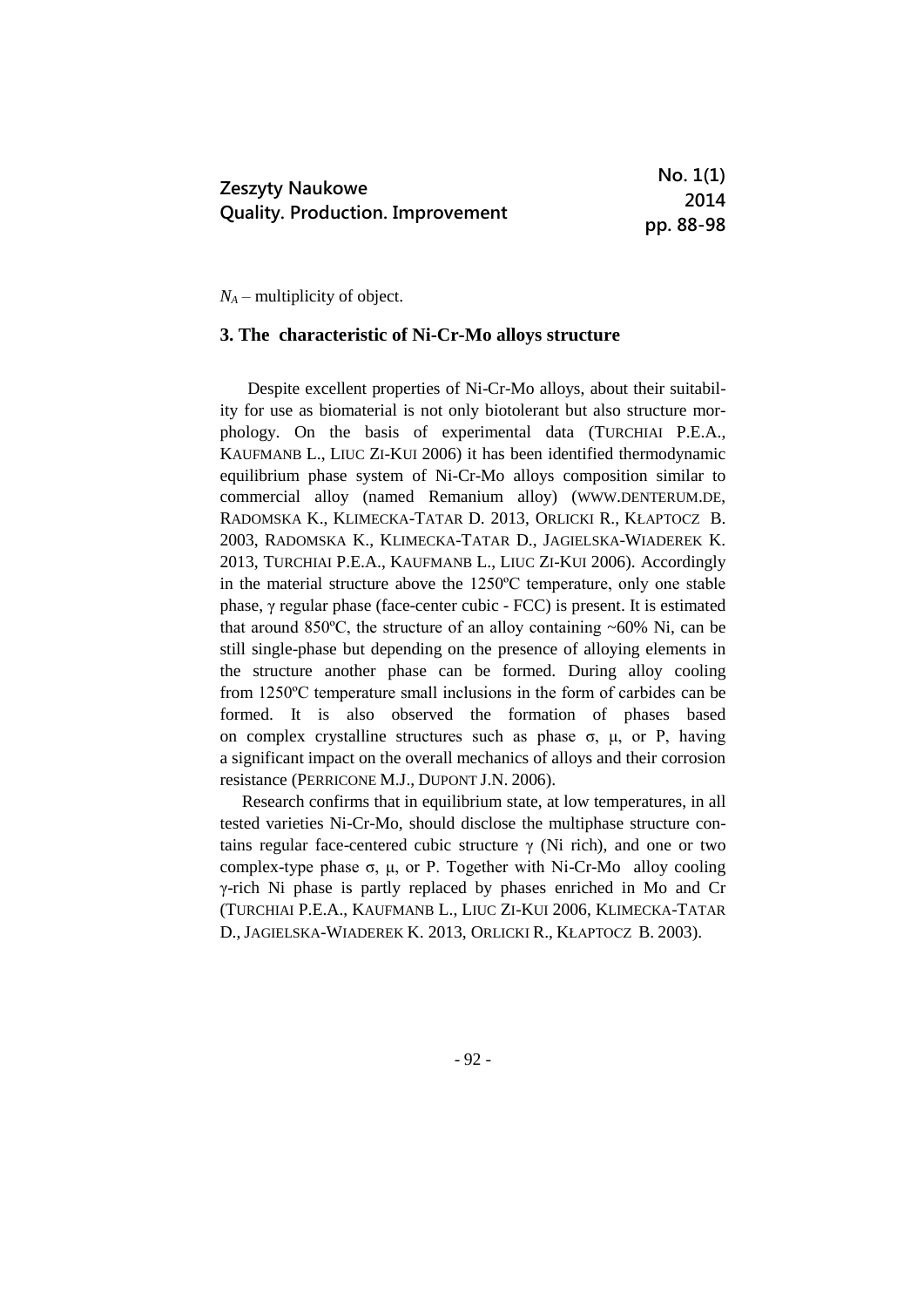$N_A$ – multiplicity of object.

## 3. The characteristic of Ni-Cr-Mo alloys structure

Despite excellent properties of Ni-Cr-Mo alloys, about their suitability for use as biomaterial is not only biotolerant but also structure morphology. On the basis of experimental data (TURCHIAI P.E.A., KAUFMANB L., LIUC ZI-KUI 2006) it has been identified thermodynamic equilibrium phase system of Ni-Cr-Mo alloys composition similar to commercial alloy (named Remanium alloy) (WWW.DENTERUM.DE, RADOMSKA K., KLIMECKA-TATAR D. 2013, ORLICKI R., KŁAPTOCZ B. 2003, RADOMSKA K., KLIMECKA-TATAR D., JAGIELSKA-WIADEREK K. 2013, TURCHIAI P.E.A., KAUFMANB L., LIUC ZI-KUI 2006). Accordingly in the material structure above the 1250ºC temperature, only one stable phase, γ regular phase (face-center cubic - FCC) is present. It is estimated that around 850ºC, the structure of an alloy containing ~60% Ni, can be still single-phase but depending on the presence of alloying elements in the structure another phase can be formed. During alloy cooling from 1250ºC temperature small inclusions in the form of carbides can be formed. It is also observed the formation of phases based on complex crystalline structures such as phase σ, μ, or P, having a significant impact on the overall mechanics of alloys and their corrosion resistance (PERRICONE M.J., DUPONT J.N. 2006).

Research confirms that in equilibrium state, at low temperatures, in all tested varieties Ni-Cr-Mo, should disclose the multiphase structure contains regular face-centered cubic structure γ (Ni rich), and one or two complex-type phase σ, μ, or P. Together with Ni-Cr-Mo alloy cooling γ-rich Ni phase is partly replaced by phases enriched in Mo and Cr (TURCHIAI P.E.A., KAUFMANB L., LIUC ZI-KUI 2006, KLIMECKA-TATAR D., JAGIELSKA-WIADEREK K. 2013, ORLICKI R., KŁAPTOCZ B. 2003).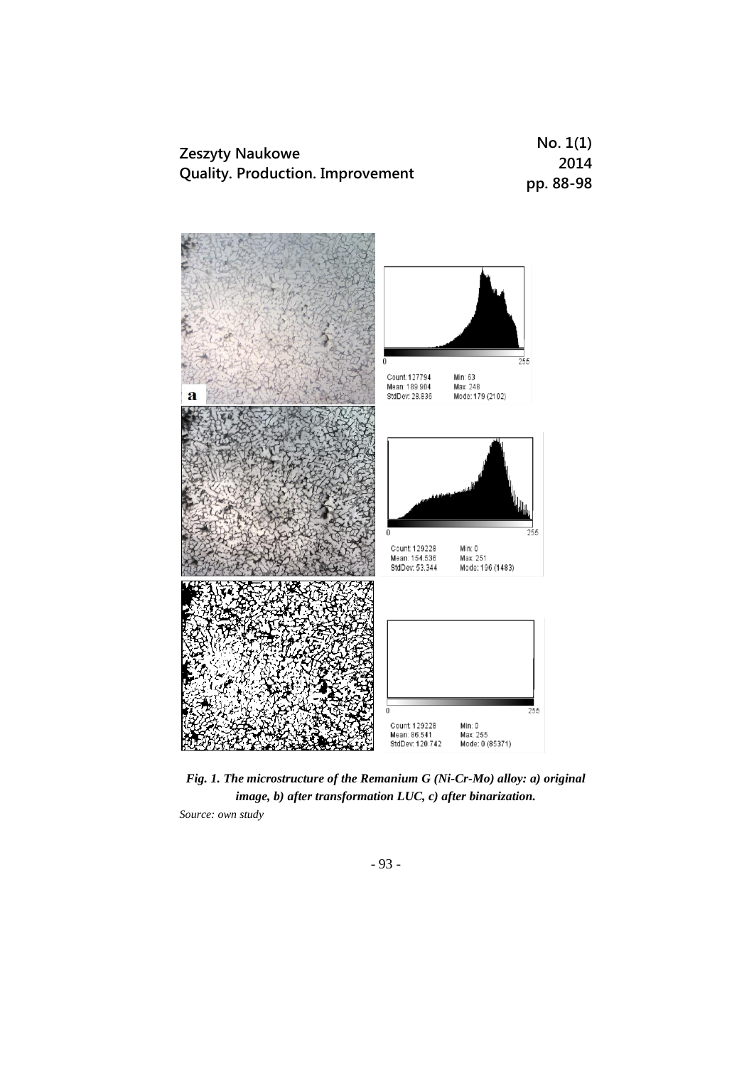*Fig. 1. The microstructure of the Remanium G (Ni-Cr-Mo) alloy: a) original image, b) after transformation LUC, c) after binarization.*

*Source: own study*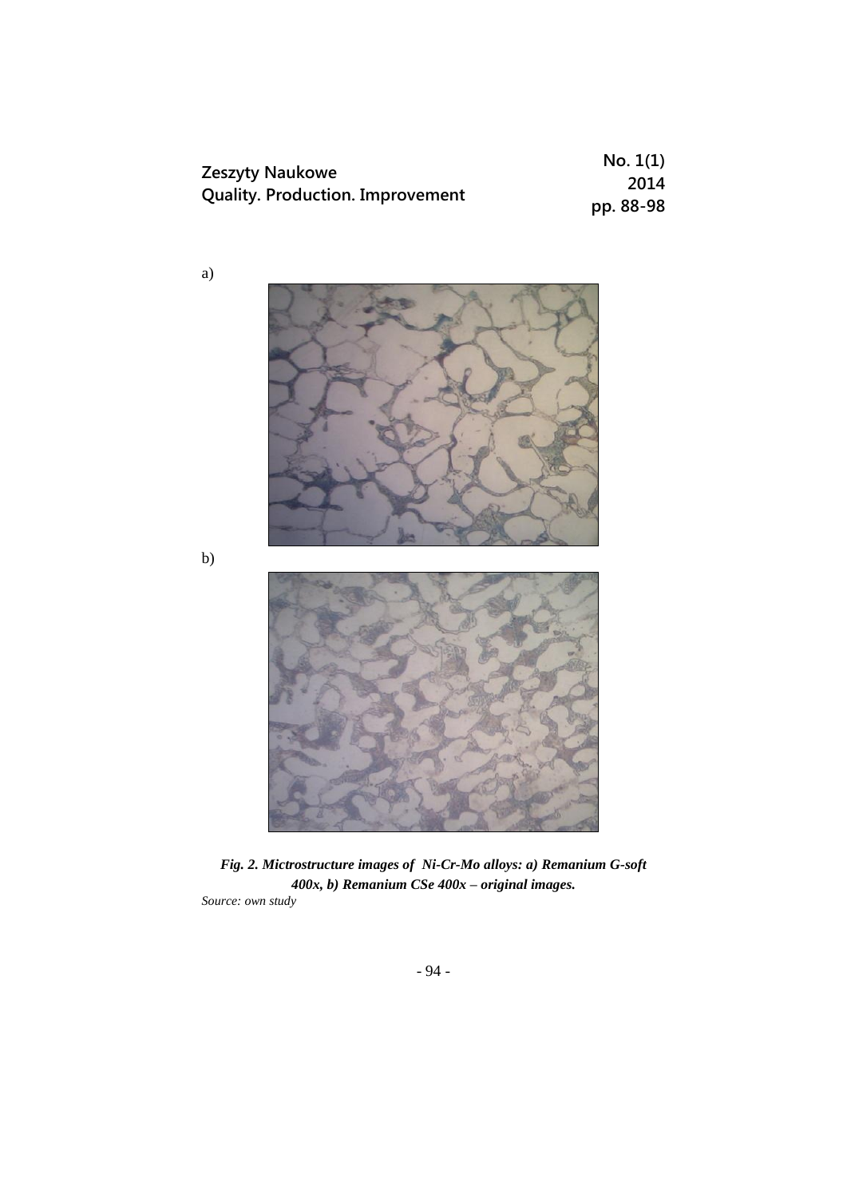a)

b)

*Fig. 2. Mictrostructure images of Ni-Cr-Mo alloys: a) Remanium G-soft 400x, b) Remanium CSe 400x – original images.*

*Source: own study*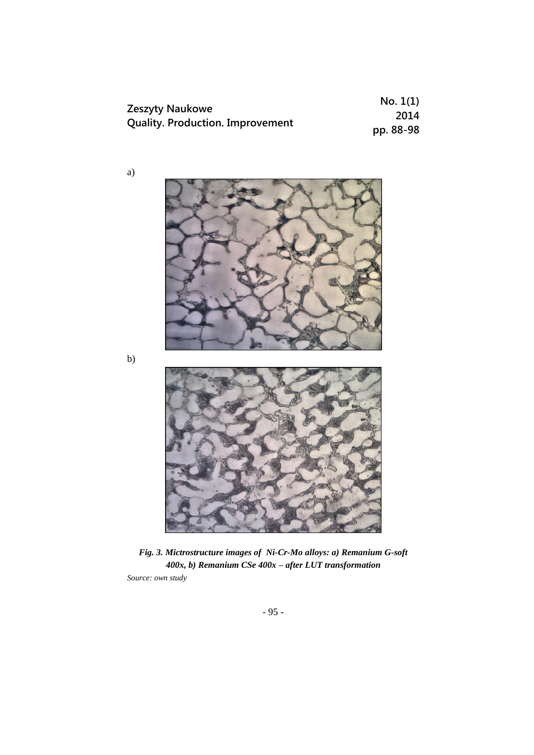a)

b)

***Fig. 3. Mictrostructure images of Ni-Cr-Mo alloys: a) Remanium G-soft 400x, b) Remanium CSe 400x – after LUT transformation***

*Source: own study*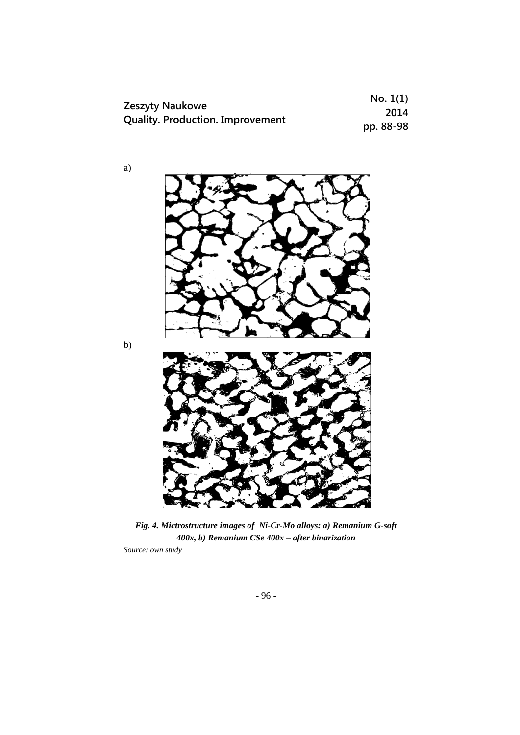a)

b)

***Fig. 4. Mictrostructure images of Ni-Cr-Mo alloys: a) Remanium G-soft 400x, b) Remanium CSe 400x – after binarization***

*Source: own study*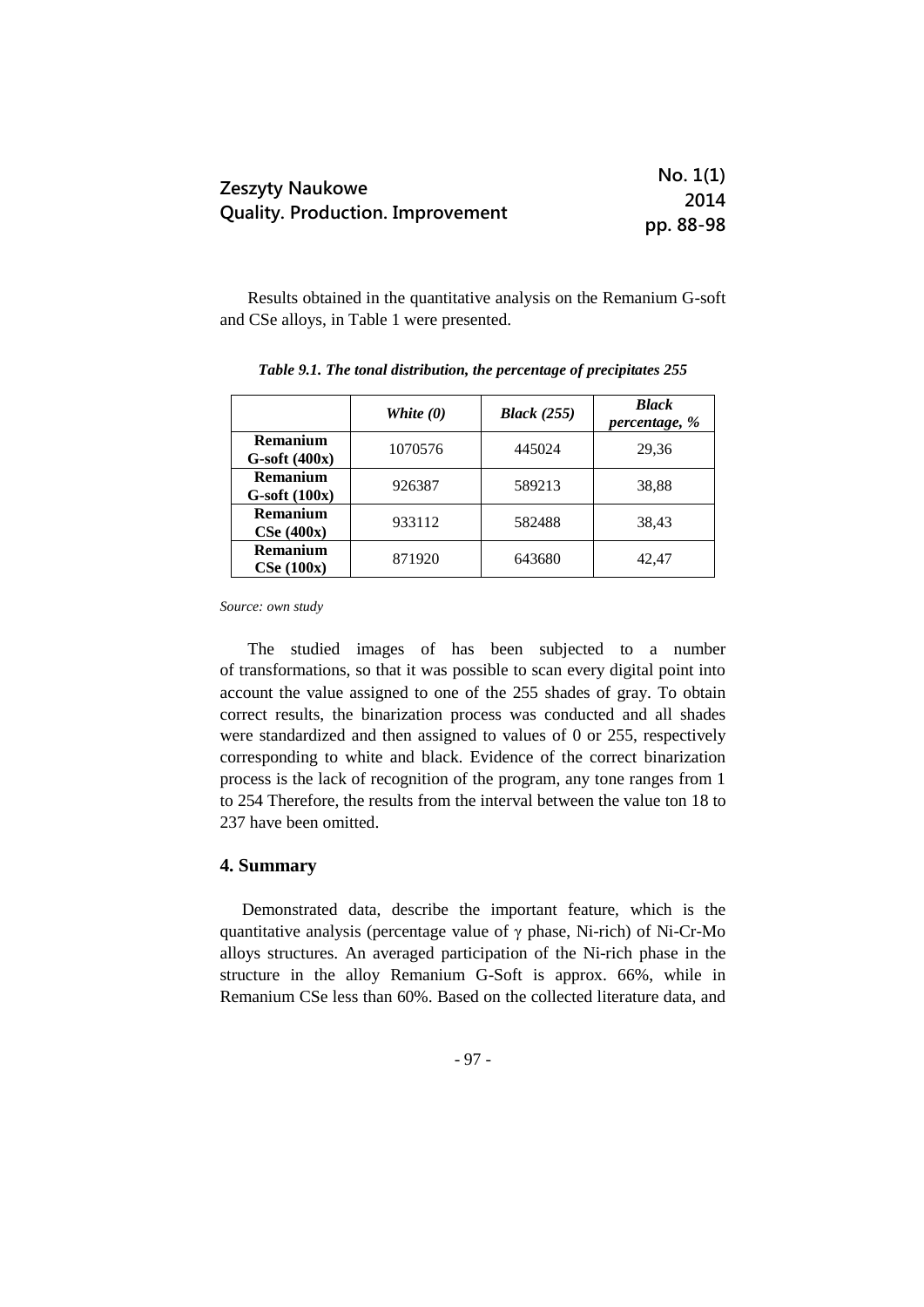Results obtained in the quantitative analysis on the Remanium G-soft and CSe alloys, in Table 1 were presented.

***Table 9.1. The tonal distribution, the percentage of precipitates 255***

| | *White (0)* | *Black (255)* | *Black percentage, %* |
|---|---|---|---|
| **Remanium G-soft (400x)** | 1070576 | 445024 | 29,36 |
| **Remanium G-soft (100x)** | 926387 | 589213 | 38,88 |
| **Remanium CSe (400x)** | 933112 | 582488 | 38,43 |
| **Remanium CSe (100x)** | 871920 | 643680 | 42,47 |

*Source: own study*

The studied images of has been subjected to a number of transformations, so that it was possible to scan every digital point into account the value assigned to one of the 255 shades of gray. To obtain correct results, the binarization process was conducted and all shades were standardized and then assigned to values of 0 or 255, respectively corresponding to white and black. Evidence of the correct binarization process is the lack of recognition of the program, any tone ranges from 1 to 254 Therefore, the results from the interval between the value ton 18 to 237 have been omitted.

## 4. Summary

Demonstrated data, describe the important feature, which is the quantitative analysis (percentage value of $\gamma$ phase, Ni-rich) of Ni-Cr-Mo alloys structures. An averaged participation of the Ni-rich phase in the structure in the alloy Remanium G-Soft is approx. 66%, while in Remanium CSe less than 60%. Based on the collected literature data, and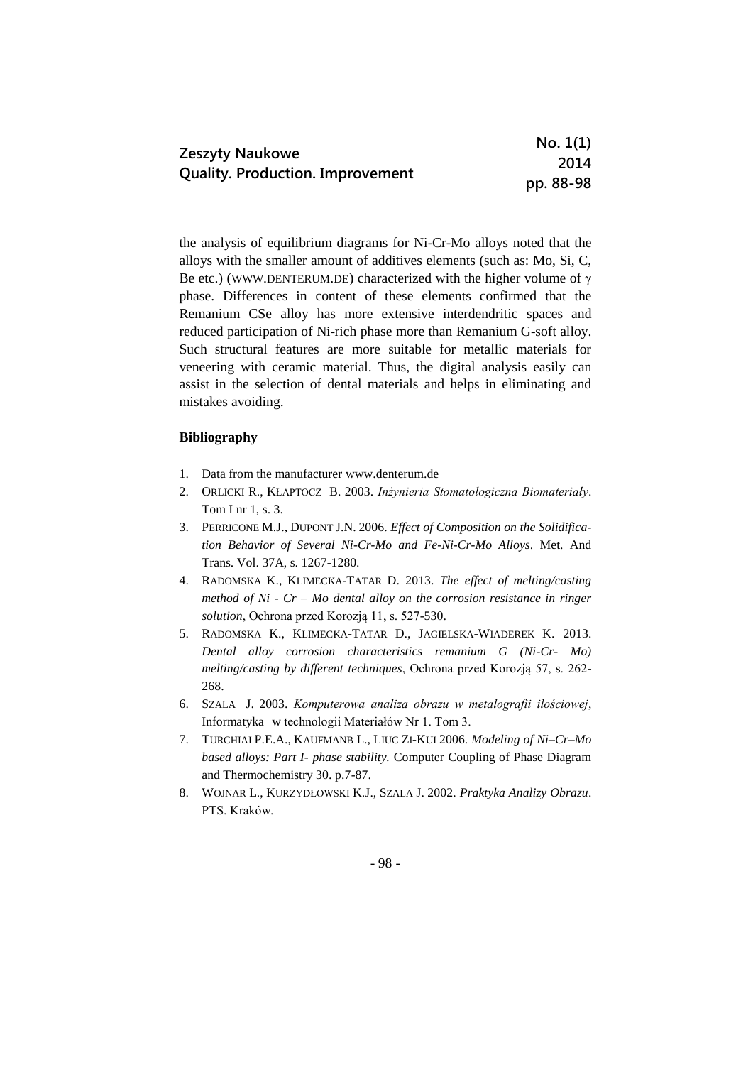the analysis of equilibrium diagrams for Ni-Cr-Mo alloys noted that the alloys with the smaller amount of additives elements (such as: Mo, Si, C, Be etc.) (WWW.DENTERUM.DE) characterized with the higher volume of γ phase. Differences in content of these elements confirmed that the Remanium CSe alloy has more extensive interdendritic spaces and reduced participation of Ni-rich phase more than Remanium G-soft alloy. Such structural features are more suitable for metallic materials for veneering with ceramic material. Thus, the digital analysis easily can assist in the selection of dental materials and helps in eliminating and mistakes avoiding.

**Bibliography**

1. Data from the manufacturer www.denterum.de
2. ORLICKI R., KŁAPTOCZ B. 2003. *Inżynieria Stomatologiczna Biomateriały*. Tom I nr 1, s. 3.
3. PERRICONE M.J., DUPONT J.N. 2006. *Effect of Composition on the Solidification Behavior of Several Ni-Cr-Mo and Fe-Ni-Cr-Mo Alloys*. Met. And Trans. Vol. 37A, s. 1267-1280.
4. RADOMSKA K., KLIMECKA-TATAR D. 2013. *The effect of melting/casting method of Ni - Cr – Mo dental alloy on the corrosion resistance in ringer solution*, Ochrona przed Korozją 11, s. 527-530.
5. RADOMSKA K., KLIMECKA-TATAR D., JAGIELSKA-WIADEREK K. 2013. *Dental alloy corrosion characteristics remanium G (Ni-Cr- Mo) melting/casting by different techniques*, Ochrona przed Korozją 57, s. 262-268.
6. SZALA J. 2003. *Komputerowa analiza obrazu w metalografii ilościowej*, Informatyka w technologii Materiałów Nr 1. Tom 3.
7. TURCHIAI P.E.A., KAUFMANB L., LIUC ZI-KUI 2006. *Modeling of Ni–Cr–Mo based alloys: Part I- phase stability.* Computer Coupling of Phase Diagram and Thermochemistry 30. p.7-87.
8. WOJNAR L., KURZYDŁOWSKI K.J., SZALA J. 2002. *Praktyka Analizy Obrazu*. PTS. Kraków.